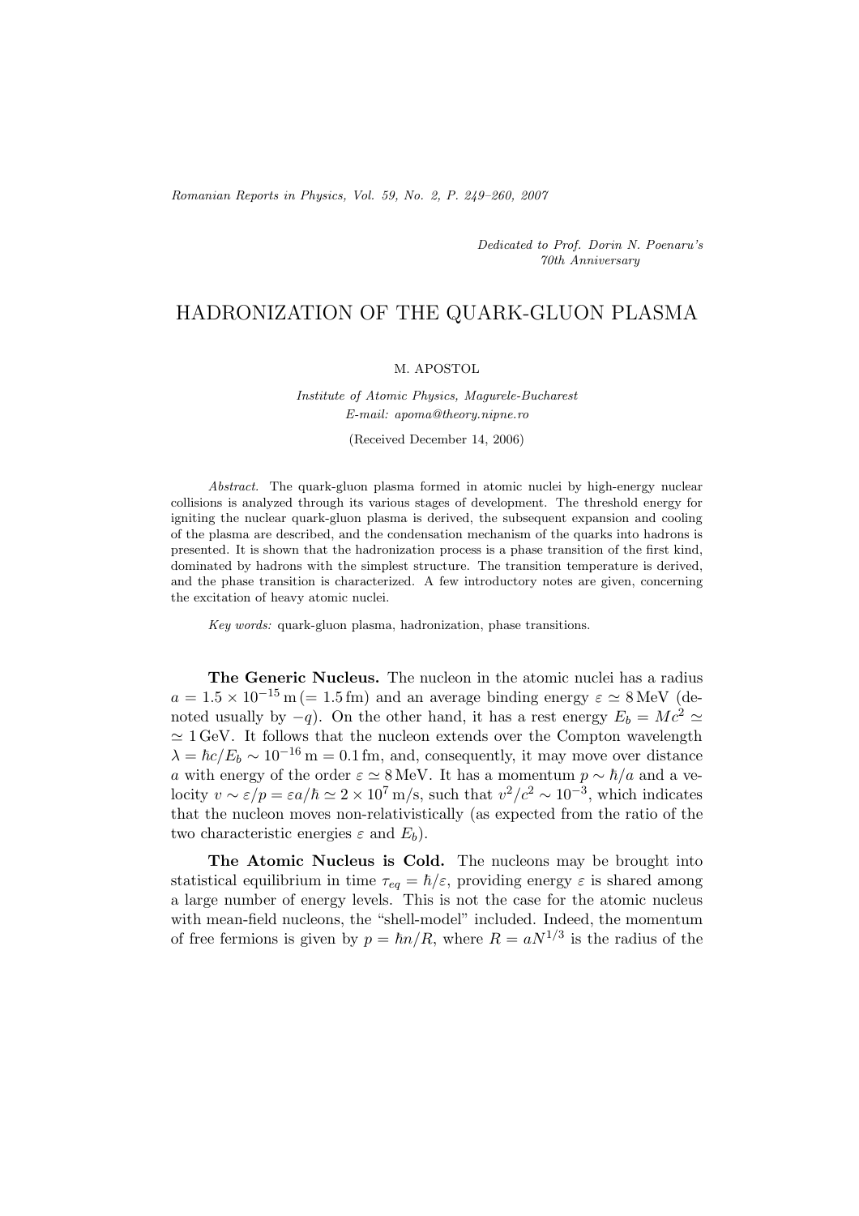*Dedicated to Prof. Dorin N. Poenaru's 70th Anniversary*

# HADRONIZATION OF THE QUARK-GLUON PLASMA

M. APOSTOL

*Institute of Atomic Physics, Magurele-Bucharest*
*E-mail: apoma@theory.nipne.ro*

(Received December 14, 2006)

*Abstract.* The quark-gluon plasma formed in atomic nuclei by high-energy nuclear collisions is analyzed through its various stages of development. The threshold energy for igniting the nuclear quark-gluon plasma is derived, the subsequent expansion and cooling of the plasma are described, and the condensation mechanism of the quarks into hadrons is presented. It is shown that the hadronization process is a phase transition of the first kind, dominated by hadrons with the simplest structure. The transition temperature is derived, and the phase transition is characterized. A few introductory notes are given, concerning the excitation of heavy atomic nuclei.

*Key words:* quark-gluon plasma, hadronization, phase transitions.

**The Generic Nucleus.** The nucleon in the atomic nuclei has a radius $a = 1.5 \times 10^{-15}\,\mathrm{m}\,(= 1.5\,\mathrm{fm})$ and an average binding energy $\varepsilon \simeq 8\,\mathrm{MeV}$ (denoted usually by $-q$). On the other hand, it has a rest energy $E_b = Mc^2 \simeq 1\,\mathrm{GeV}$. It follows that the nucleon extends over the Compton wavelength $\lambda = \hbar c/E_b \sim 10^{-16}\,\mathrm{m} = 0.1\,\mathrm{fm}$, and, consequently, it may move over distance $a$ with energy of the order $\varepsilon \simeq 8\,\mathrm{MeV}$. It has a momentum $p \sim \hbar/a$ and a velocity $v \sim \varepsilon/p = \varepsilon a/\hbar \simeq 2 \times 10^{7}\,\mathrm{m/s}$, such that $v^2/c^2 \sim 10^{-3}$, which indicates that the nucleon moves non-relativistically (as expected from the ratio of the two characteristic energies $\varepsilon$ and $E_b$).

**The Atomic Nucleus is Cold.** The nucleons may be brought into statistical equilibrium in time $\tau_{eq} = \hbar/\varepsilon$, providing energy $\varepsilon$ is shared among a large number of energy levels. This is not the case for the atomic nucleus with mean-field nucleons, the "shell-model" included. Indeed, the momentum of free fermions is given by $p = \hbar n/R$, where $R = aN^{1/3}$ is the radius of the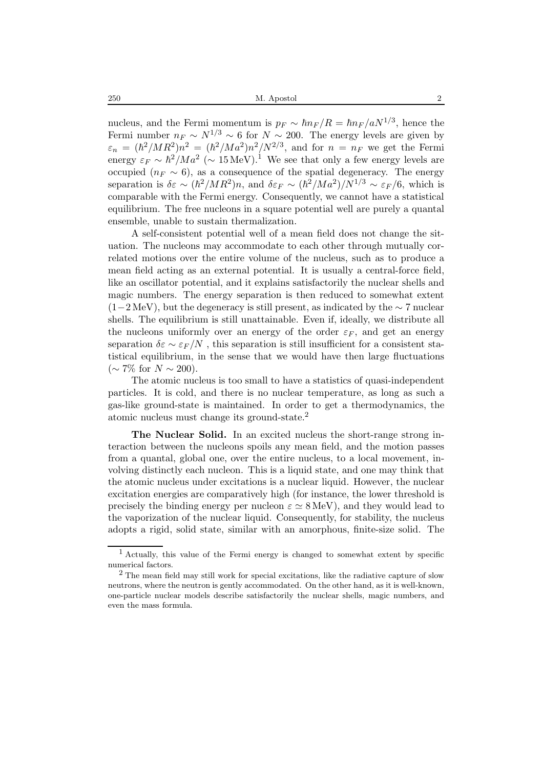nucleus, and the Fermi momentum is $p_F \sim \hbar n_F/R = \hbar n_F/aN^{1/3}$, hence the Fermi number $n_F \sim N^{1/3} \sim 6$ for $N \sim 200$. The energy levels are given by $\varepsilon_n = (\hbar^2/MR^2)n^2 = (\hbar^2/Ma^2)n^2/N^{2/3}$, and for $n = n_F$ we get the Fermi energy $\varepsilon_F \sim \hbar^2/Ma^2$ ($\sim 15\,\mathrm{MeV}$).[1] We see that only a few energy levels are occupied ($n_F \sim 6$), as a consequence of the spatial degeneracy. The energy separation is $\delta\varepsilon \sim (\hbar^2/MR^2)n$, and $\delta\varepsilon_F \sim (\hbar^2/Ma^2)/N^{1/3} \sim \varepsilon_F/6$, which is comparable with the Fermi energy. Consequently, we cannot have a statistical equilibrium. The free nucleons in a square potential well are purely a quantal ensemble, unable to sustain thermalization.

A self-consistent potential well of a mean field does not change the situation. The nucleons may accommodate to each other through mutually correlated motions over the entire volume of the nucleus, such as to produce a mean field acting as an external potential. It is usually a central-force field, like an oscillator potential, and it explains satisfactorily the nuclear shells and magic numbers. The energy separation is then reduced to somewhat extent ($1-2\,\mathrm{MeV}$), but the degeneracy is still present, as indicated by the $\sim 7$ nuclear shells. The equilibrium is still unattainable. Even if, ideally, we distribute all the nucleons uniformly over an energy of the order $\varepsilon_F$, and get an energy separation $\delta\varepsilon \sim \varepsilon_F/N$ , this separation is still insufficient for a consistent statistical equilibrium, in the sense that we would have then large fluctuations ($\sim 7\%$ for $N \sim 200$).

The atomic nucleus is too small to have a statistics of quasi-independent particles. It is cold, and there is no nuclear temperature, as long as such a gas-like ground-state is maintained. In order to get a thermodynamics, the atomic nucleus must change its ground-state.[2]

**The Nuclear Solid.** In an excited nucleus the short-range strong interaction between the nucleons spoils any mean field, and the motion passes from a quantal, global one, over the entire nucleus, to a local movement, involving distinctly each nucleon. This is a liquid state, and one may think that the atomic nucleus under excitations is a nuclear liquid. However, the nuclear excitation energies are comparatively high (for instance, the lower threshold is precisely the binding energy per nucleon $\varepsilon \simeq 8\,\mathrm{MeV}$), and they would lead to the vaporization of the nuclear liquid. Consequently, for stability, the nucleus adopts a rigid, solid state, similar with an amorphous, finite-size solid. The

---

[1] Actually, this value of the Fermi energy is changed to somewhat extent by specific numerical factors.

[2] The mean field may still work for special excitations, like the radiative capture of slow neutrons, where the neutron is gently accommodated. On the other hand, as it is well-known, one-particle nuclear models describe satisfactorily the nuclear shells, magic numbers, and even the mass formula.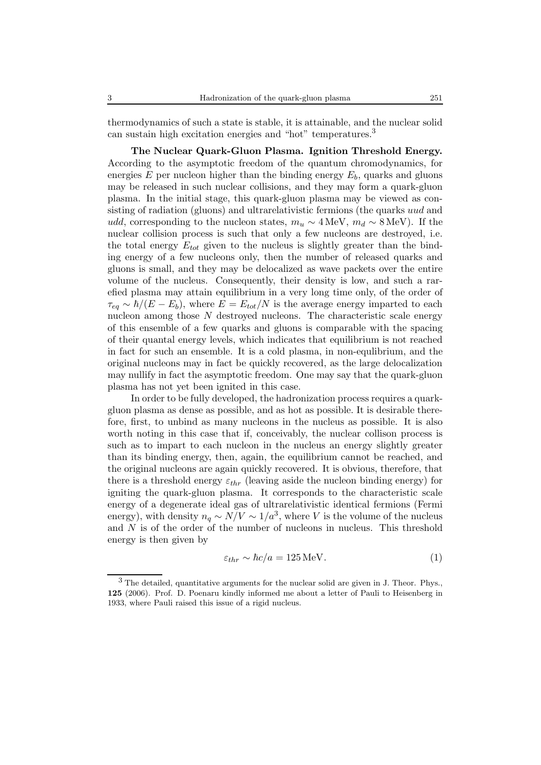thermodynamics of such a state is stable, it is attainable, and the nuclear solid can sustain high excitation energies and "hot" temperatures.[3]

**The Nuclear Quark-Gluon Plasma. Ignition Threshold Energy.** According to the asymptotic freedom of the quantum chromodynamics, for energies $E$ per nucleon higher than the binding energy $E_b$, quarks and gluons may be released in such nuclear collisions, and they may form a quark-gluon plasma. In the initial stage, this quark-gluon plasma may be viewed as consisting of radiation (gluons) and ultrarelativistic fermions (the quarks $uud$ and $udd$, corresponding to the nucleon states, $m_u \sim 4\,\text{MeV}$, $m_d \sim 8\,\text{MeV}$). If the nuclear collision process is such that only a few nucleons are destroyed, i.e. the total energy $E_{tot}$ given to the nucleus is slightly greater than the binding energy of a few nucleons only, then the number of released quarks and gluons is small, and they may be delocalized as wave packets over the entire volume of the nucleus. Consequently, their density is low, and such a rarefied plasma may attain equilibrium in a very long time only, of the order of $\tau_{eq} \sim \hbar/(E - E_b)$, where $E = E_{tot}/N$ is the average energy imparted to each nucleon among those $N$ destroyed nucleons. The characteristic scale energy of this ensemble of a few quarks and gluons is comparable with the spacing of their quantal energy levels, which indicates that equilibrium is not reached in fact for such an ensemble. It is a cold plasma, in non-equlibrium, and the original nucleons may in fact be quickly recovered, as the large delocalization may nullify in fact the asymptotic freedom. One may say that the quark-gluon plasma has not yet been ignited in this case.

In order to be fully developed, the hadronization process requires a quark-gluon plasma as dense as possible, and as hot as possible. It is desirable therefore, first, to unbind as many nucleons in the nucleus as possible. It is also worth noting in this case that if, conceivably, the nuclear collison process is such as to impart to each nucleon in the nucleus an energy slightly greater than its binding energy, then, again, the equilibrium cannot be reached, and the original nucleons are again quickly recovered. It is obvious, therefore, that there is a threshold energy $\varepsilon_{thr}$ (leaving aside the nucleon binding energy) for igniting the quark-gluon plasma. It corresponds to the characteristic scale energy of a degenerate ideal gas of ultrarelativistic identical fermions (Fermi energy), with density $n_q \sim N/V \sim 1/a^3$, where $V$ is the volume of the nucleus and $N$ is of the order of the number of nucleons in nucleus. This threshold energy is then given by

$$\varepsilon_{thr} \sim \hbar c/a = 125\,\text{MeV}. \tag{1}$$

[3] The detailed, quantitative arguments for the nuclear solid are given in J. Theor. Phys., **125** (2006). Prof. D. Poenaru kindly informed me about a letter of Pauli to Heisenberg in 1933, where Pauli raised this issue of a rigid nucleus.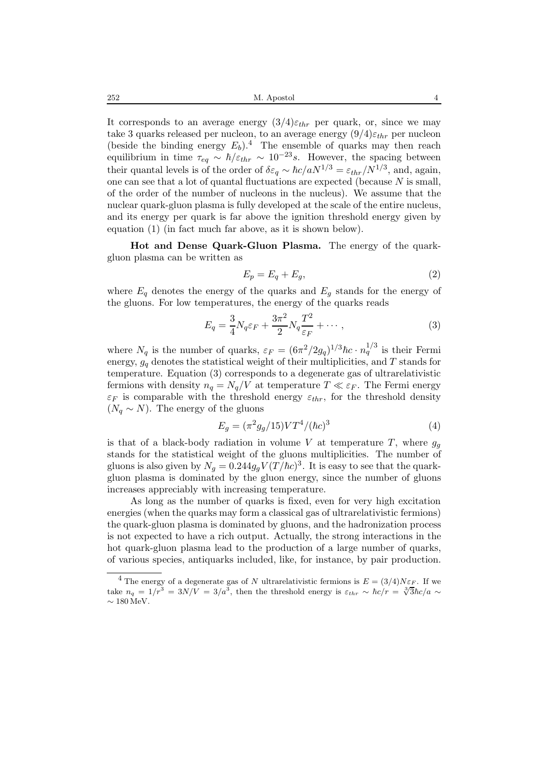It corresponds to an average energy $(3/4)\varepsilon_{thr}$ per quark, or, since we may take 3 quarks released per nucleon, to an average energy $(9/4)\varepsilon_{thr}$ per nucleon (beside the binding energy $E_b$).[4] The ensemble of quarks may then reach equilibrium in time $\tau_{eq} \sim \hbar/\varepsilon_{thr} \sim 10^{-23}s$. However, the spacing between their quantal levels is of the order of $\delta\varepsilon_q \sim \hbar c/aN^{1/3} = \varepsilon_{thr}/N^{1/3}$, and, again, one can see that a lot of quantal fluctuations are expected (because $N$ is small, of the order of the number of nucleons in the nucleus). We assume that the nuclear quark-gluon plasma is fully developed at the scale of the entire nucleus, and its energy per quark is far above the ignition threshold energy given by equation (1) (in fact much far above, as it is shown below).

**Hot and Dense Quark-Gluon Plasma.** The energy of the quark-gluon plasma can be written as

$$E_p = E_q + E_g, \tag{2}$$

where $E_q$ denotes the energy of the quarks and $E_g$ stands for the energy of the gluons. For low temperatures, the energy of the quarks reads

$$E_q = \frac{3}{4}N_q\varepsilon_F + \frac{3\pi^2}{2}N_q\frac{T^2}{\varepsilon_F} + \cdots, \tag{3}$$

where $N_q$ is the number of quarks, $\varepsilon_F = (6\pi^2/2g_q)^{1/3}\hbar c \cdot n_q^{1/3}$ is their Fermi energy, $g_q$ denotes the statistical weight of their multiplicities, and $T$ stands for temperature. Equation (3) corresponds to a degenerate gas of ultrarelativistic fermions with density $n_q = N_q/V$ at temperature $T \ll \varepsilon_F$. The Fermi energy $\varepsilon_F$ is comparable with the threshold energy $\varepsilon_{thr}$, for the threshold density ($N_q \sim N$). The energy of the gluons

$$E_g = (\pi^2 g_g/15)VT^4/(\hbar c)^3 \tag{4}$$

is that of a black-body radiation in volume $V$ at temperature $T$, where $g_g$ stands for the statistical weight of the gluons multiplicities. The number of gluons is also given by $N_g = 0.244 g_g V(T/\hbar c)^3$. It is easy to see that the quark-gluon plasma is dominated by the gluon energy, since the number of gluons increases appreciably with increasing temperature.

As long as the number of quarks is fixed, even for very high excitation energies (when the quarks may form a classical gas of ultrarelativistic fermions) the quark-gluon plasma is dominated by gluons, and the hadronization process is not expected to have a rich output. Actually, the strong interactions in the hot quark-gluon plasma lead to the production of a large number of quarks, of various species, antiquarks included, like, for instance, by pair production.

---

[4] The energy of a degenerate gas of $N$ ultrarelativistic fermions is $E = (3/4)N\varepsilon_F$. If we take $n_q = 1/r^3 = 3N/V = 3/a^3$, then the threshold energy is $\varepsilon_{thr} \sim \hbar c/r = \sqrt[3]{3}\hbar c/a \sim \sim 180\,\text{MeV}$.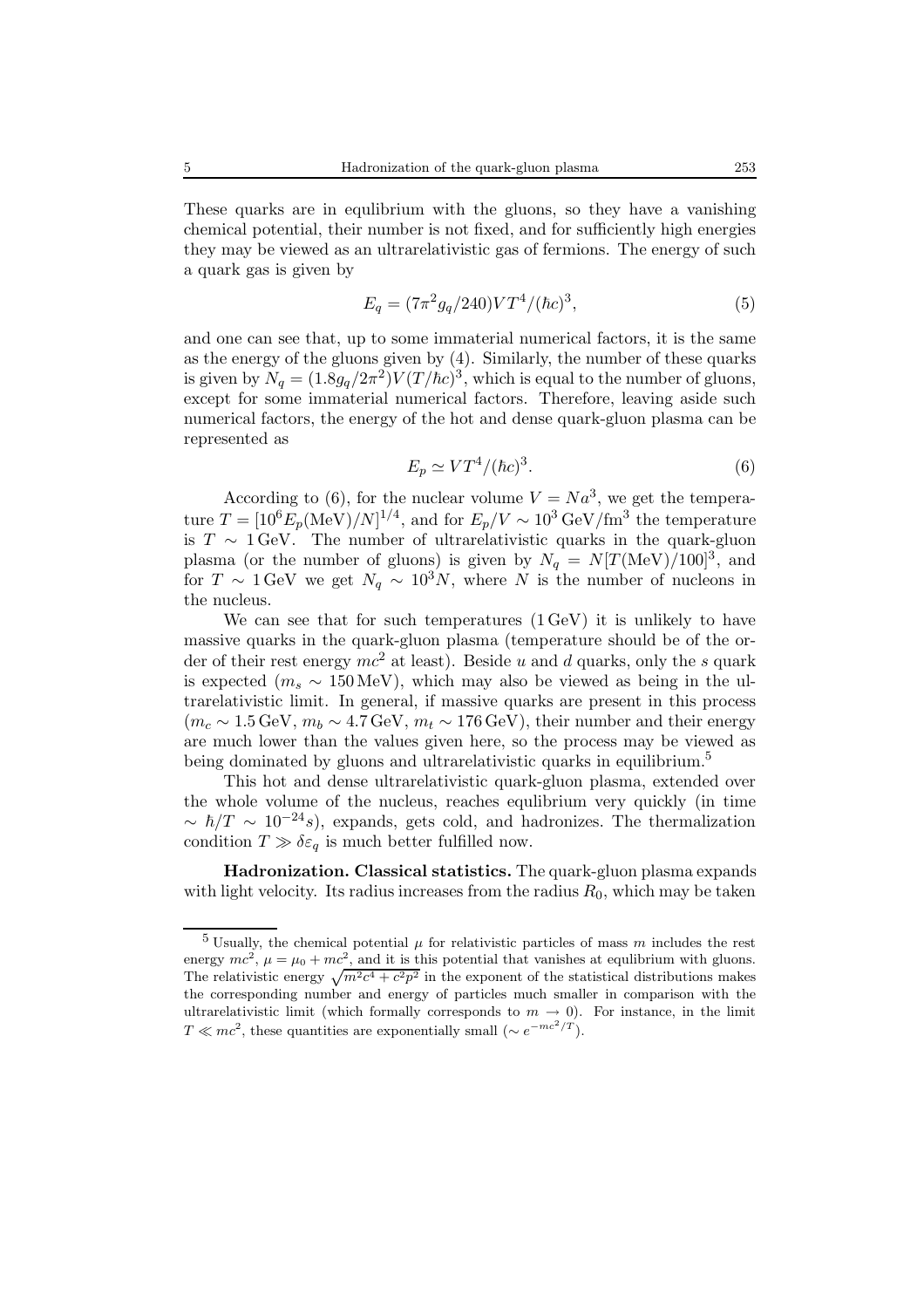These quarks are in equlibrium with the gluons, so they have a vanishing chemical potential, their number is not fixed, and for sufficiently high energies they may be viewed as an ultrarelativistic gas of fermions. The energy of such a quark gas is given by

$$E_q = (7\pi^2 g_q/240)VT^4/(\hbar c)^3, \tag{5}$$

and one can see that, up to some immaterial numerical factors, it is the same as the energy of the gluons given by (4). Similarly, the number of these quarks is given by $N_q = (1.8g_q/2\pi^2)V(T/\hbar c)^3$, which is equal to the number of gluons, except for some immaterial numerical factors. Therefore, leaving aside such numerical factors, the energy of the hot and dense quark-gluon plasma can be represented as

$$E_p \simeq VT^4/(\hbar c)^3. \tag{6}$$

According to (6), for the nuclear volume $V = Na^3$, we get the temperature $T = [10^6 E_p(\mathrm{MeV})/N]^{1/4}$, and for $E_p/V \sim 10^3\,\mathrm{GeV/fm}^3$ the temperature is $T \sim 1\,\mathrm{GeV}$. The number of ultrarelativistic quarks in the quark-gluon plasma (or the number of gluons) is given by $N_q = N[T(\mathrm{MeV})/100]^3$, and for $T \sim 1\,\mathrm{GeV}$ we get $N_q \sim 10^3 N$, where $N$ is the number of nucleons in the nucleus.

We can see that for such temperatures (1 GeV) it is unlikely to have massive quarks in the quark-gluon plasma (temperature should be of the order of their rest energy $mc^2$ at least). Beside $u$ and $d$ quarks, only the $s$ quark is expected ($m_s \sim 150\,\mathrm{MeV}$), which may also be viewed as being in the ultrarelativistic limit. In general, if massive quarks are present in this process ($m_c \sim 1.5\,\mathrm{GeV}$, $m_b \sim 4.7\,\mathrm{GeV}$, $m_t \sim 176\,\mathrm{GeV}$), their number and their energy are much lower than the values given here, so the process may be viewed as being dominated by gluons and ultrarelativistic quarks in equilibrium.[5]

This hot and dense ultrarelativistic quark-gluon plasma, extended over the whole volume of the nucleus, reaches equlibrium very quickly (in time $\sim \hbar/T \sim 10^{-24}s$), expands, gets cold, and hadronizes. The thermalization condition $T \gg \delta\varepsilon_q$ is much better fulfilled now.

**Hadronization. Classical statistics.** The quark-gluon plasma expands with light velocity. Its radius increases from the radius $R_0$, which may be taken

[5] Usually, the chemical potential $\mu$ for relativistic particles of mass $m$ includes the rest energy $mc^2$, $\mu = \mu_0 + mc^2$, and it is this potential that vanishes at equlibrium with gluons. The relativistic energy $\sqrt{m^2c^4 + c^2p^2}$ in the exponent of the statistical distributions makes the corresponding number and energy of particles much smaller in comparison with the ultarelativistic limit (which formally corresponds to $m \to 0$). For instance, in the limit $T \ll mc^2$, these quantities are exponentially small ($\sim e^{-mc^2/T}$).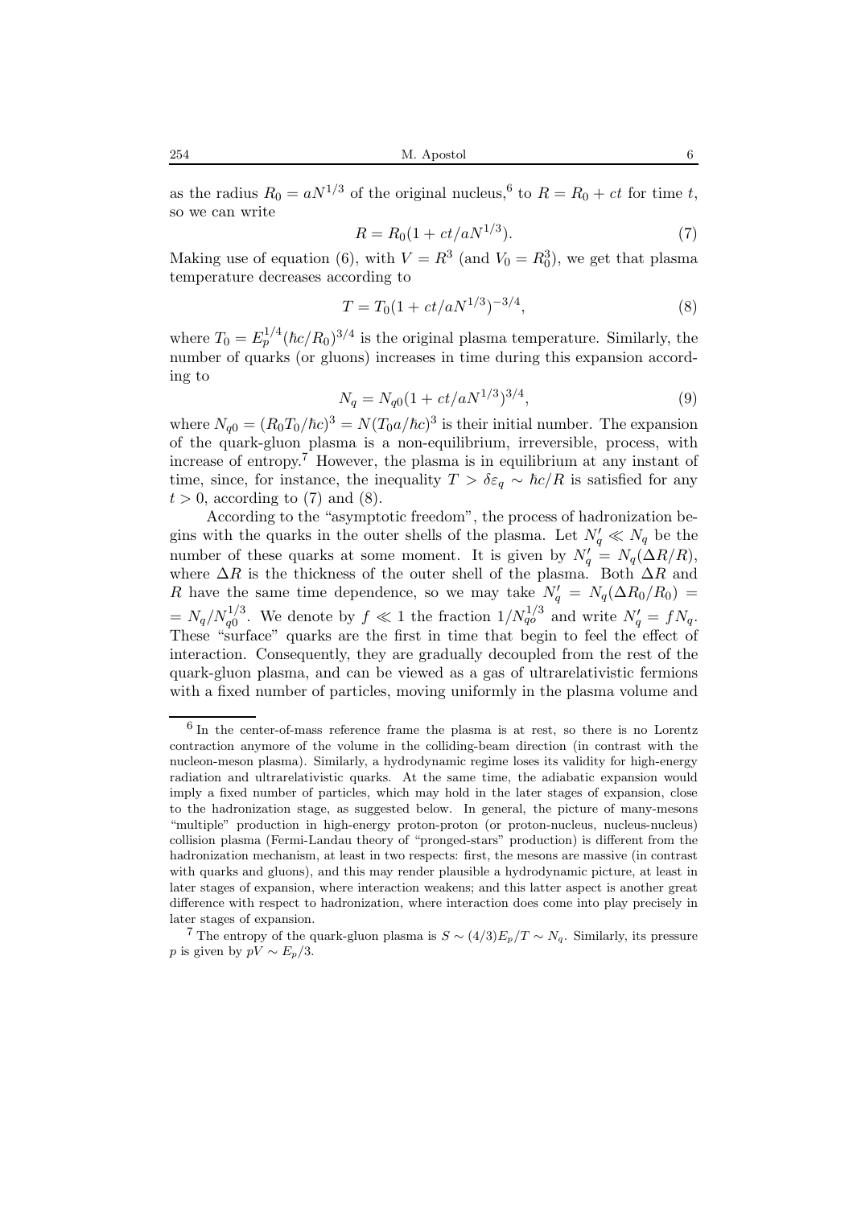as the radius $R_0 = aN^{1/3}$ of the original nucleus,[6] to $R = R_0 + ct$ for time $t$, so we can write

$$R = R_0(1 + ct/aN^{1/3}). \tag{7}$$

Making use of equation (6), with $V = R^3$ (and $V_0 = R_0^3$), we get that plasma temperature decreases according to

$$T = T_0(1 + ct/aN^{1/3})^{-3/4}, \tag{8}$$

where $T_0 = E_p^{1/4}(\hbar c/R_0)^{3/4}$ is the original plasma temperature. Similarly, the number of quarks (or gluons) increases in time during this expansion according to

$$N_q = N_{q0}(1 + ct/aN^{1/3})^{3/4}, \tag{9}$$

where $N_{q0} = (R_0T_0/\hbar c)^3 = N(T_0a/\hbar c)^3$ is their initial number. The expansion of the quark-gluon plasma is a non-equilibrium, irreversible, process, with increase of entropy.[7] However, the plasma is in equilibrium at any instant of time, since, for instance, the inequality $T > \delta\varepsilon_q \sim \hbar c/R$ is satisfied for any $t > 0$, according to (7) and (8).

According to the "asymptotic freedom", the process of hadronization begins with the quarks in the outer shells of the plasma. Let $N'_q \ll N_q$ be the number of these quarks at some moment. It is given by $N'_q = N_q(\Delta R/R)$, where $\Delta R$ is the thickness of the outer shell of the plasma. Both $\Delta R$ and $R$ have the same time dependence, so we may take $N'_q = N_q(\Delta R_0/R_0) = N_q/N_{q0}^{1/3}$. We denote by $f \ll 1$ the fraction $1/N_{qo}^{1/3}$ and write $N'_q = fN_q$. These "surface" quarks are the first in time that begin to feel the effect of interaction. Consequently, they are gradually decoupled from the rest of the quark-gluon plasma, and can be viewed as a gas of ultrarelativistic fermions with a fixed number of particles, moving uniformly in the plasma volume and

---

[6] In the center-of-mass reference frame the plasma is at rest, so there is no Lorentz contraction anymore of the volume in the colliding-beam direction (in contrast with the nucleon-meson plasma). Similarly, a hydrodynamic regime loses its validity for high-energy radiation and ultrarelativistic quarks. At the same time, the adiabatic expansion would imply a fixed number of particles, which may hold in the later stages of expansion, close to the hadronization stage, as suggested below. In general, the picture of many-mesons "multiple" production in high-energy proton-proton (or proton-nucleus, nucleus-nucleus) collision plasma (Fermi-Landau theory of "pronged-stars" production) is different from the hadronization mechanism, at least in two respects: first, the mesons are massive (in contrast with quarks and gluons), and this may render plausible a hydrodynamic picture, at least in later stages of expansion, where interaction weakens; and this latter aspect is another great difference with respect to hadronization, where interaction does come into play precisely in later stages of expansion.

[7] The entropy of the quark-gluon plasma is $S \sim (4/3)E_p/T \sim N_q$. Similarly, its pressure $p$ is given by $pV \sim E_p/3$.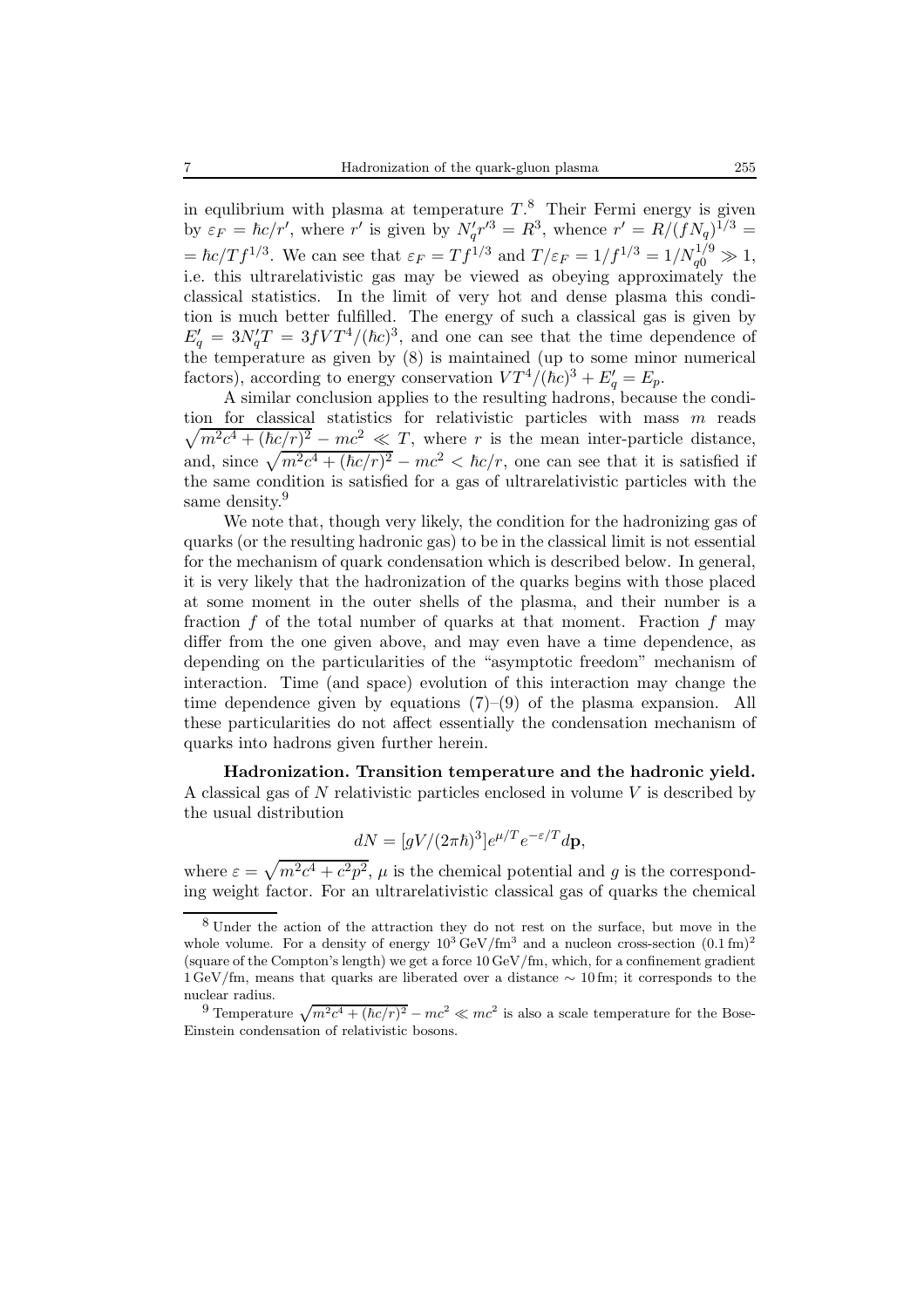in equlibrium with plasma at temperature $T$.[8] Their Fermi energy is given by $\varepsilon_F = \hbar c/r'$, where $r'$ is given by $N_q' r'^3 = R^3$, whence $r' = R/(fN_q)^{1/3} = \hbar c/T f^{1/3}$. We can see that $\varepsilon_F = Tf^{1/3}$ and $T/\varepsilon_F = 1/f^{1/3} = 1/N_{q0}^{1/9} \gg 1$, i.e. this ultrarelativistic gas may be viewed as obeying approximately the classical statistics. In the limit of very hot and dense plasma this condition is much better fulfilled. The energy of such a classical gas is given by $E_q' = 3N_q' T = 3fVT^4/(\hbar c)^3$, and one can see that the time dependence of the temperature as given by (8) is maintained (up to some minor numerical factors), according to energy conservation $VT^4/(\hbar c)^3 + E_q' = E_p$.

A similar conclusion applies to the resulting hadrons, because the condition for classical statistics for relativistic particles with mass $m$ reads $\sqrt{m^2c^4 + (\hbar c/r)^2} - mc^2 \ll T$, where $r$ is the mean inter-particle distance, and, since $\sqrt{m^2c^4 + (\hbar c/r)^2} - mc^2 < \hbar c/r$, one can see that it is satisfied if the same condition is satisfied for a gas of ultrarelativistic particles with the same density.[9]

We note that, though very likely, the condition for the hadronizing gas of quarks (or the resulting hadronic gas) to be in the classical limit is not essential for the mechanism of quark condensation which is described below. In general, it is very likely that the hadronization of the quarks begins with those placed at some moment in the outer shells of the plasma, and their number is a fraction $f$ of the total number of quarks at that moment. Fraction $f$ may differ from the one given above, and may even have a time dependence, as depending on the particularities of the "asymptotic freedom" mechanism of interaction. Time (and space) evolution of this interaction may change the time dependence given by equations (7)–(9) of the plasma expansion. All these particularities do not affect essentially the condensation mechanism of quarks into hadrons given further herein.

**Hadronization. Transition temperature and the hadronic yield.** A classical gas of $N$ relativistic particles enclosed in volume $V$ is described by the usual distribution

$$dN = [gV/(2\pi\hbar)^3]e^{\mu/T}e^{-\varepsilon/T}d\mathbf{p},$$

where $\varepsilon = \sqrt{m^2c^4 + c^2p^2}$, $\mu$ is the chemical potential and $g$ is the corresponding weight factor. For an ultrarelativistic classical gas of quarks the chemical

---

[8] Under the action of the attraction they do not rest on the surface, but move in the whole volume. For a density of energy $10^3\,\text{GeV/fm}^3$ and a nucleon cross-section $(0.1\,\text{fm})^2$ (square of the Compton's length) we get a force $10\,\text{GeV/fm}$, which, for a confinement gradient $1\,\text{GeV/fm}$, means that quarks are liberated over a distance $\sim 10\,\text{fm}$; it corresponds to the nuclear radius.

[9] Temperature $\sqrt{m^2c^4 + (\hbar c/r)^2} - mc^2 \ll mc^2$ is also a scale temperature for the Bose-Einstein condensation of relativistic bosons.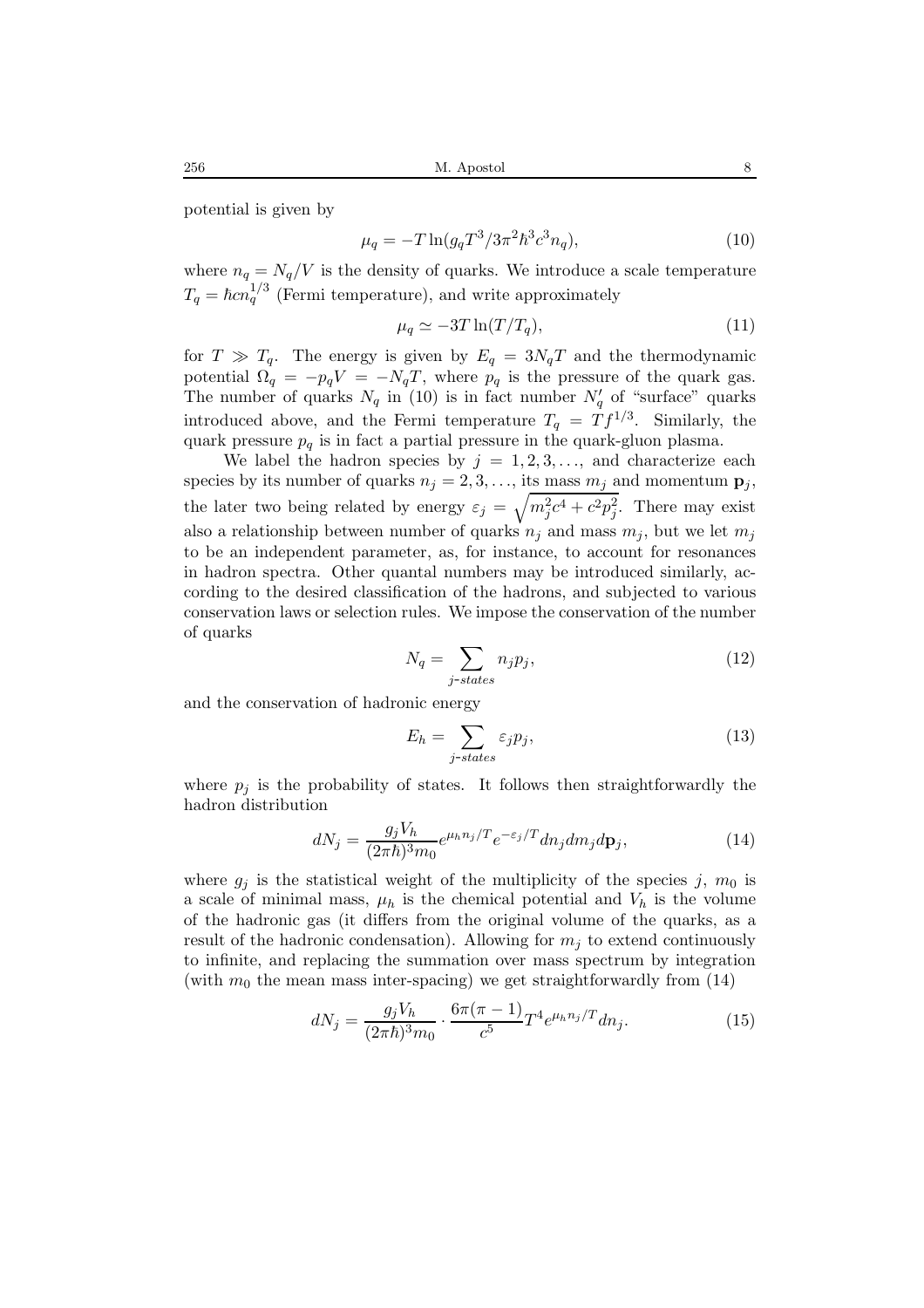potential is given by

$$\mu_q = -T \ln(g_q T^3/3\pi^2\hbar^3 c^3 n_q), \tag{10}$$

where $n_q = N_q/V$ is the density of quarks. We introduce a scale temperature $T_q = \hbar c n_q^{1/3}$ (Fermi temperature), and write approximately

$$\mu_q \simeq -3T \ln(T/T_q), \tag{11}$$

for $T \gg T_q$. The energy is given by $E_q = 3N_q T$ and the thermodynamic potential $\Omega_q = -p_q V = -N_q T$, where $p_q$ is the pressure of the quark gas. The number of quarks $N_q$ in (10) is in fact number $N_q'$ of "surface" quarks introduced above, and the Fermi temperature $T_q = Tf^{1/3}$. Similarly, the quark pressure $p_q$ is in fact a partial pressure in the quark-gluon plasma.

We label the hadron species by $j = 1, 2, 3, \ldots$, and characterize each species by its number of quarks $n_j = 2, 3, \ldots$, its mass $m_j$ and momentum $\mathbf{p}_j$, the later two being related by energy $\varepsilon_j = \sqrt{m_j^2 c^4 + c^2 p_j^2}$. There may exist also a relationship between number of quarks $n_j$ and mass $m_j$, but we let $m_j$ to be an independent parameter, as, for instance, to account for resonances in hadron spectra. Other quantal numbers may be introduced similarly, according to the desired classification of the hadrons, and subjected to various conservation laws or selection rules. We impose the conservation of the number of quarks

$$N_q = \sum_{j\text{-}states} n_j p_j, \tag{12}$$

and the conservation of hadronic energy

$$E_h = \sum_{j\text{-}states} \varepsilon_j p_j, \tag{13}$$

where $p_j$ is the probability of states. It follows then straightforwardly the hadron distribution

$$dN_j = \frac{g_j V_h}{(2\pi\hbar)^3 m_0} e^{\mu_h n_j/T} e^{-\varepsilon_j/T} dn_j dm_j d\mathbf{p}_j, \tag{14}$$

where $g_j$ is the statistical weight of the multiplicity of the species $j$, $m_0$ is a scale of minimal mass, $\mu_h$ is the chemical potential and $V_h$ is the volume of the hadronic gas (it differs from the original volume of the quarks, as a result of the hadronic condensation). Allowing for $m_j$ to extend continuously to infinite, and replacing the summation over mass spectrum by integration (with $m_0$ the mean mass inter-spacing) we get straightforwardly from (14)

$$dN_j = \frac{g_j V_h}{(2\pi\hbar)^3 m_0} \cdot \frac{6\pi(\pi - 1)}{c^5} T^4 e^{\mu_h n_j/T} dn_j. \tag{15}$$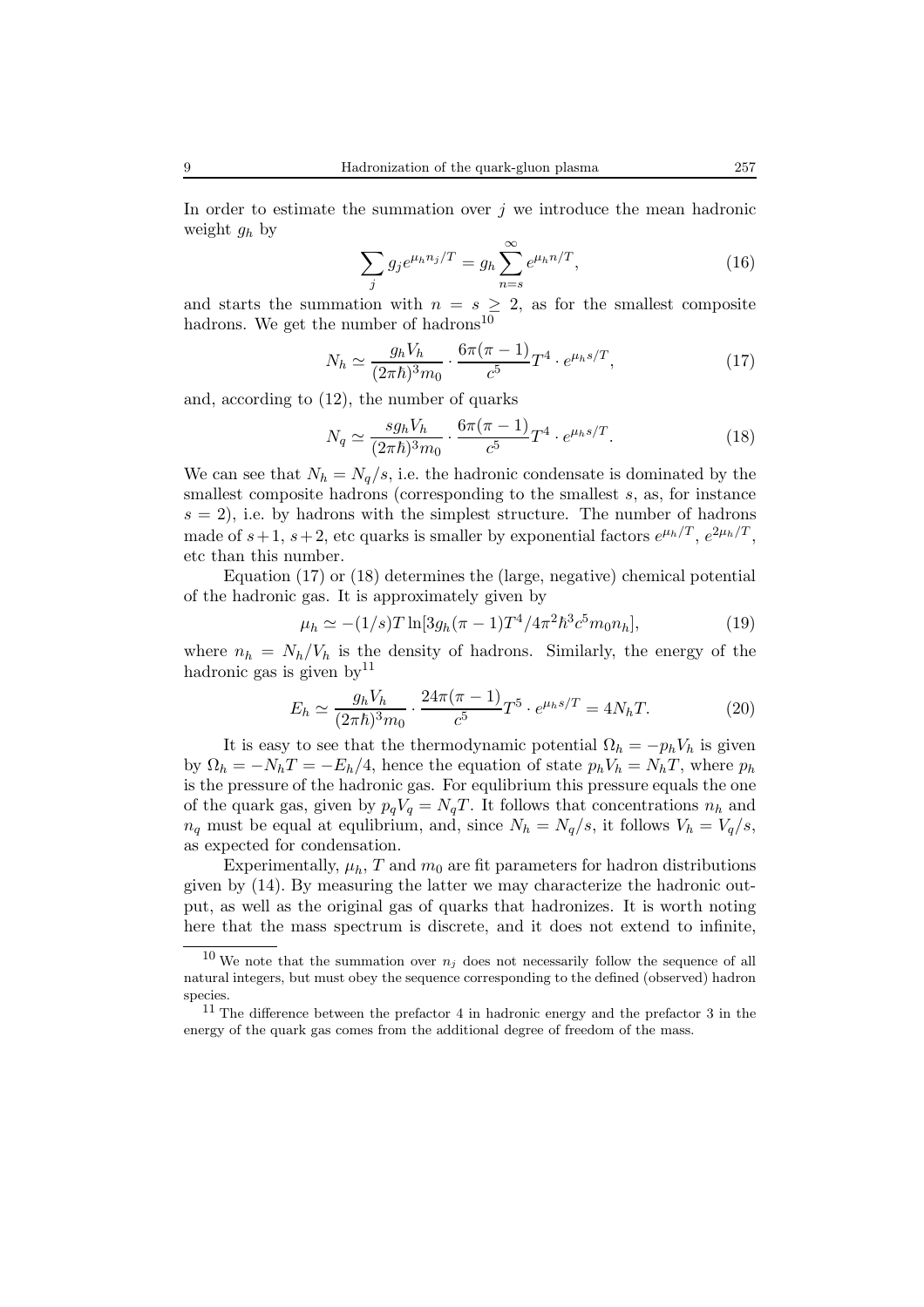In order to estimate the summation over $j$ we introduce the mean hadronic weight $g_h$ by

$$\sum_j g_j e^{\mu_h n_j/T} = g_h \sum_{n=s}^{\infty} e^{\mu_h n/T}, \tag{16}$$

and starts the summation with $n = s \geq 2$, as for the smallest composite hadrons. We get the number of hadrons[10]

$$N_h \simeq \frac{g_h V_h}{(2\pi\hbar)^3 m_0} \cdot \frac{6\pi(\pi-1)}{c^5} T^4 \cdot e^{\mu_h s/T}, \tag{17}$$

and, according to (12), the number of quarks

$$N_q \simeq \frac{s g_h V_h}{(2\pi\hbar)^3 m_0} \cdot \frac{6\pi(\pi-1)}{c^5} T^4 \cdot e^{\mu_h s/T}. \tag{18}$$

We can see that $N_h = N_q/s$, i.e. the hadronic condensate is dominated by the smallest composite hadrons (corresponding to the smallest $s$, as, for instance $s = 2$), i.e. by hadrons with the simplest structure. The number of hadrons made of $s+1$, $s+2$, etc quarks is smaller by exponential factors $e^{\mu_h/T}$, $e^{2\mu_h/T}$, etc than this number.

Equation (17) or (18) determines the (large, negative) chemical potential of the hadronic gas. It is approximately given by

$$\mu_h \simeq -(1/s)T \ln[3g_h(\pi-1)T^4/4\pi^2\hbar^3 c^5 m_0 n_h], \tag{19}$$

where $n_h = N_h/V_h$ is the density of hadrons. Similarly, the energy of the hadronic gas is given by[11]

$$E_h \simeq \frac{g_h V_h}{(2\pi\hbar)^3 m_0} \cdot \frac{24\pi(\pi-1)}{c^5} T^5 \cdot e^{\mu_h s/T} = 4N_h T. \tag{20}$$

It is easy to see that the thermodynamic potential $\Omega_h = -p_h V_h$ is given by $\Omega_h = -N_h T = -E_h/4$, hence the equation of state $p_h V_h = N_h T$, where $p_h$ is the pressure of the hadronic gas. For equlibrium this pressure equals the one of the quark gas, given by $p_q V_q = N_q T$. It follows that concentrations $n_h$ and $n_q$ must be equal at equlibrium, and, since $N_h = N_q/s$, it follows $V_h = V_q/s$, as expected for condensation.

Experimentally, $\mu_h$, $T$ and $m_0$ are fit parameters for hadron distributions given by (14). By measuring the latter we may characterize the hadronic output, as well as the original gas of quarks that hadronizes. It is worth noting here that the mass spectrum is discrete, and it does not extend to infinite,

---

[10] We note that the summation over $n_j$ does not necessarily follow the sequence of all natural integers, but must obey the sequence corresponding to the defined (observed) hadron species.

[11] The difference between the prefactor 4 in hadronic energy and the prefactor 3 in the energy of the quark gas comes from the additional degree of freedom of the mass.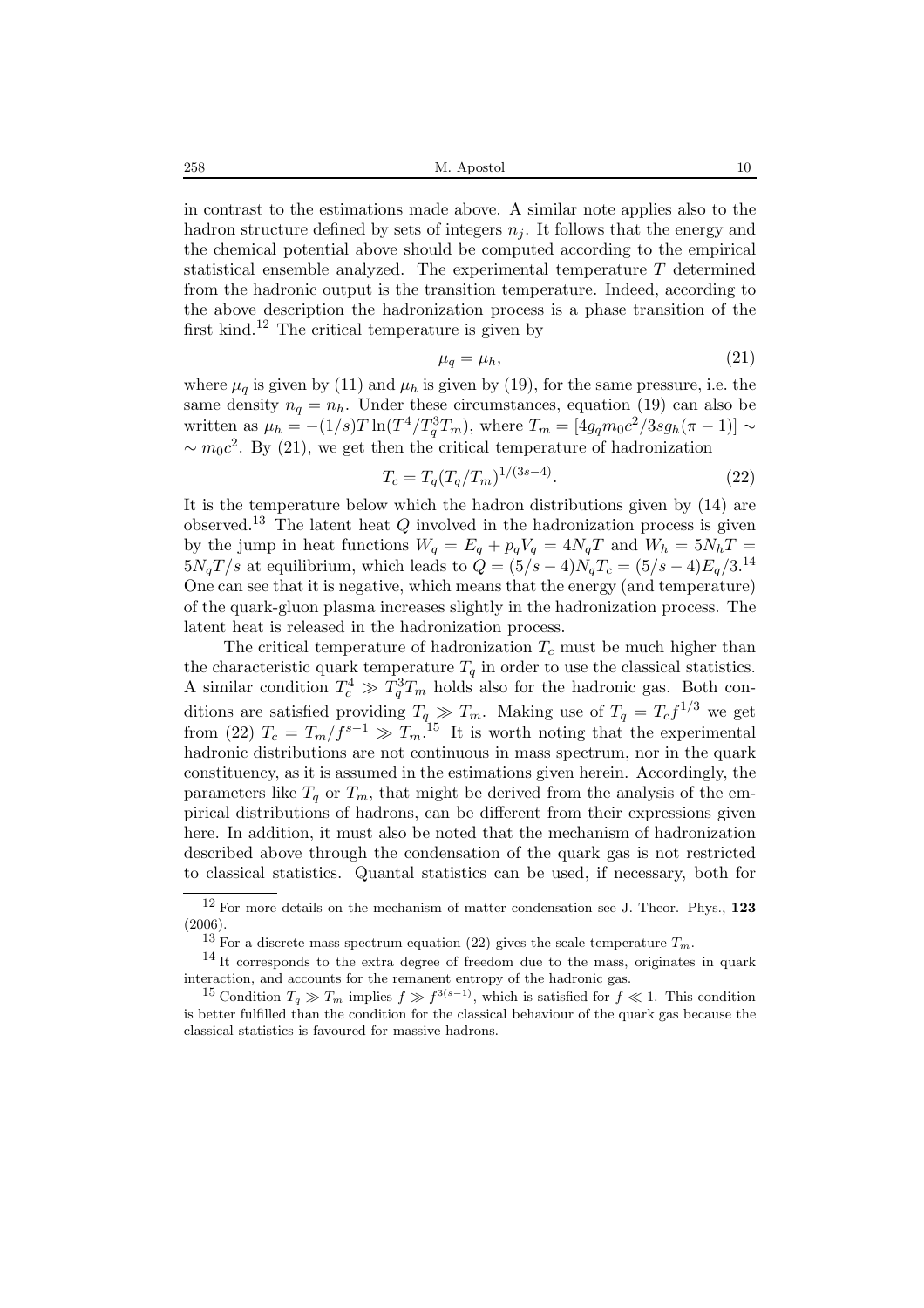in contrast to the estimations made above. A similar note applies also to the hadron structure defined by sets of integers $n_j$. It follows that the energy and the chemical potential above should be computed according to the empirical statistical ensemble analyzed. The experimental temperature $T$ determined from the hadronic output is the transition temperature. Indeed, according to the above description the hadronization process is a phase transition of the first kind.[12] The critical temperature is given by

$$\mu_q = \mu_h, \tag{21}$$

where $\mu_q$ is given by (11) and $\mu_h$ is given by (19), for the same pressure, i.e. the same density $n_q = n_h$. Under these circumstances, equation (19) can also be written as $\mu_h = -(1/s)T\ln(T^4/T_q^3 T_m)$, where $T_m = [4g_q m_0 c^2/3sg_h(\pi - 1)] \sim$ $\sim m_0 c^2$. By (21), we get then the critical temperature of hadronization

$$T_c = T_q(T_q/T_m)^{1/(3s-4)}. \tag{22}$$

It is the temperature below which the hadron distributions given by (14) are observed.[13] The latent heat $Q$ involved in the hadronization process is given by the jump in heat functions $W_q = E_q + p_q V_q = 4N_q T$ and $W_h = 5N_h T = 5N_q T/s$ at equilibrium, which leads to $Q = (5/s - 4)N_q T_c = (5/s - 4)E_q/3$.[14] One can see that it is negative, which means that the energy (and temperature) of the quark-gluon plasma increases slightly in the hadronization process. The latent heat is released in the hadronization process.

The critical temperature of hadronization $T_c$ must be much higher than the characteristic quark temperature $T_q$ in order to use the classical statistics. A similar condition $T_c^4 \gg T_q^3 T_m$ holds also for the hadronic gas. Both conditions are satisfied providing $T_q \gg T_m$. Making use of $T_q = T_c f^{1/3}$ we get from (22) $T_c = T_m/f^{s-1} \gg T_m$.[15] It is worth noting that the experimental hadronic distributions are not continuous in mass spectrum, nor in the quark constituency, as it is assumed in the estimations given herein. Accordingly, the parameters like $T_q$ or $T_m$, that might be derived from the analysis of the empirical distributions of hadrons, can be different from their expressions given here. In addition, it must also be noted that the mechanism of hadronization described above through the condensation of the quark gas is not restricted to classical statistics. Quantal statistics can be used, if necessary, both for

---

[12] For more details on the mechanism of matter condensation see J. Theor. Phys., **123** (2006).

[13] For a discrete mass spectrum equation (22) gives the scale temperature $T_m$.

[14] It corresponds to the extra degree of freedom due to the mass, originates in quark interaction, and accounts for the remanent entropy of the hadronic gas.

[15] Condition $T_q \gg T_m$ implies $f \gg f^{3(s-1)}$, which is satisfied for $f \ll 1$. This condition is better fulfilled than the condition for the classical behaviour of the quark gas because the classical statistics is favoured for massive hadrons.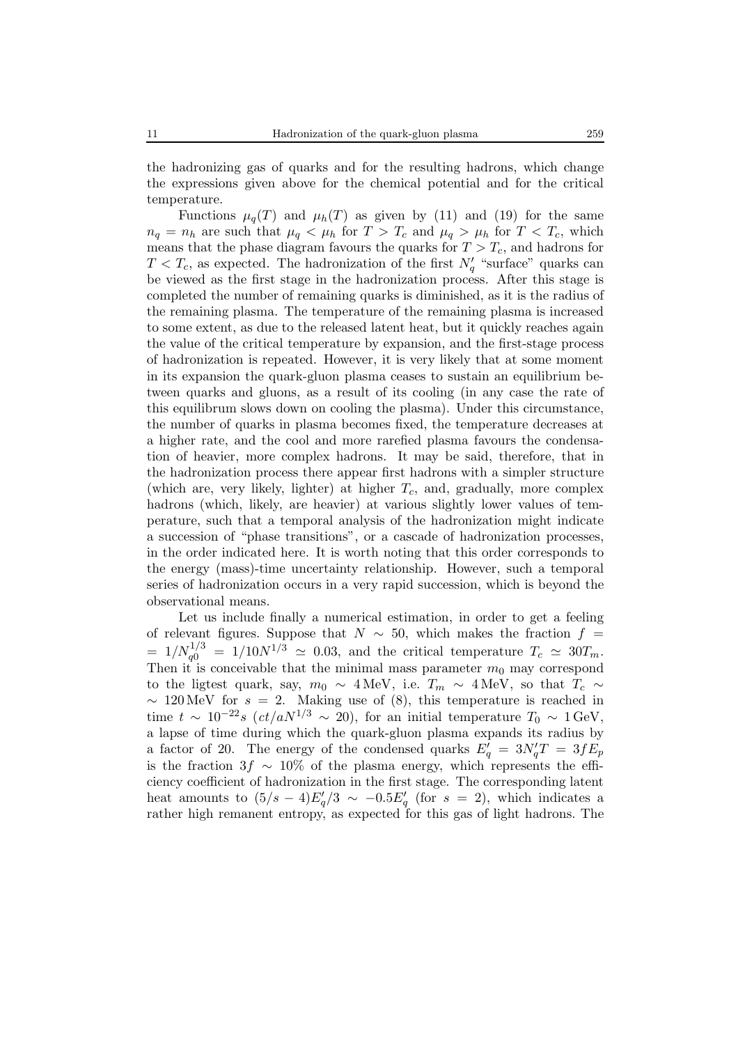the hadronizing gas of quarks and for the resulting hadrons, which change the expressions given above for the chemical potential and for the critical temperature.

Functions $\mu_q(T)$ and $\mu_h(T)$ as given by (11) and (19) for the same $n_q = n_h$ are such that $\mu_q < \mu_h$ for $T > T_c$ and $\mu_q > \mu_h$ for $T < T_c$, which means that the phase diagram favours the quarks for $T > T_c$, and hadrons for $T < T_c$, as expected. The hadronization of the first $N_q'$ "surface" quarks can be viewed as the first stage in the hadronization process. After this stage is completed the number of remaining quarks is diminished, as it is the radius of the remaining plasma. The temperature of the remaining plasma is increased to some extent, as due to the released latent heat, but it quickly reaches again the value of the critical temperature by expansion, and the first-stage process of hadronization is repeated. However, it is very likely that at some moment in its expansion the quark-gluon plasma ceases to sustain an equilibrium between quarks and gluons, as a result of its cooling (in any case the rate of this equilibrum slows down on cooling the plasma). Under this circumstance, the number of quarks in plasma becomes fixed, the temperature decreases at a higher rate, and the cool and more rarefied plasma favours the condensation of heavier, more complex hadrons. It may be said, therefore, that in the hadronization process there appear first hadrons with a simpler structure (which are, very likely, lighter) at higher $T_c$, and, gradually, more complex hadrons (which, likely, are heavier) at various slightly lower values of temperature, such that a temporal analysis of the hadronization might indicate a succession of "phase transitions", or a cascade of hadronization processes, in the order indicated here. It is worth noting that this order corresponds to the energy (mass)-time uncertainty relationship. However, such a temporal series of hadronization occurs in a very rapid succession, which is beyond the observational means.

Let us include finally a numerical estimation, in order to get a feeling of relevant figures. Suppose that $N \sim 50$, which makes the fraction $f = 1/N_{q0}^{1/3} = 1/10N^{1/3} \simeq 0.03$, and the critical temperature $T_c \simeq 30T_m$. Then it is conceivable that the minimal mass parameter $m_0$ may correspond to the ligtest quark, say, $m_0 \sim 4\,\mathrm{MeV}$, i.e. $T_m \sim 4\,\mathrm{MeV}$, so that $T_c \sim 120\,\mathrm{MeV}$ for $s = 2$. Making use of (8), this temperature is reached in time $t \sim 10^{-22}s$ ($ct/aN^{1/3} \sim 20$), for an initial temperature $T_0 \sim 1\,\mathrm{GeV}$, a lapse of time during which the quark-gluon plasma expands its radius by a factor of 20. The energy of the condensed quarks $E_q' = 3N_q'T = 3fE_p$ is the fraction $3f \sim 10\%$ of the plasma energy, which represents the efficiency coefficient of hadronization in the first stage. The corresponding latent heat amounts to $(5/s - 4)E_q'/3 \sim -0.5E_q'$ (for $s = 2$), which indicates a rather high remanent entropy, as expected for this gas of light hadrons. The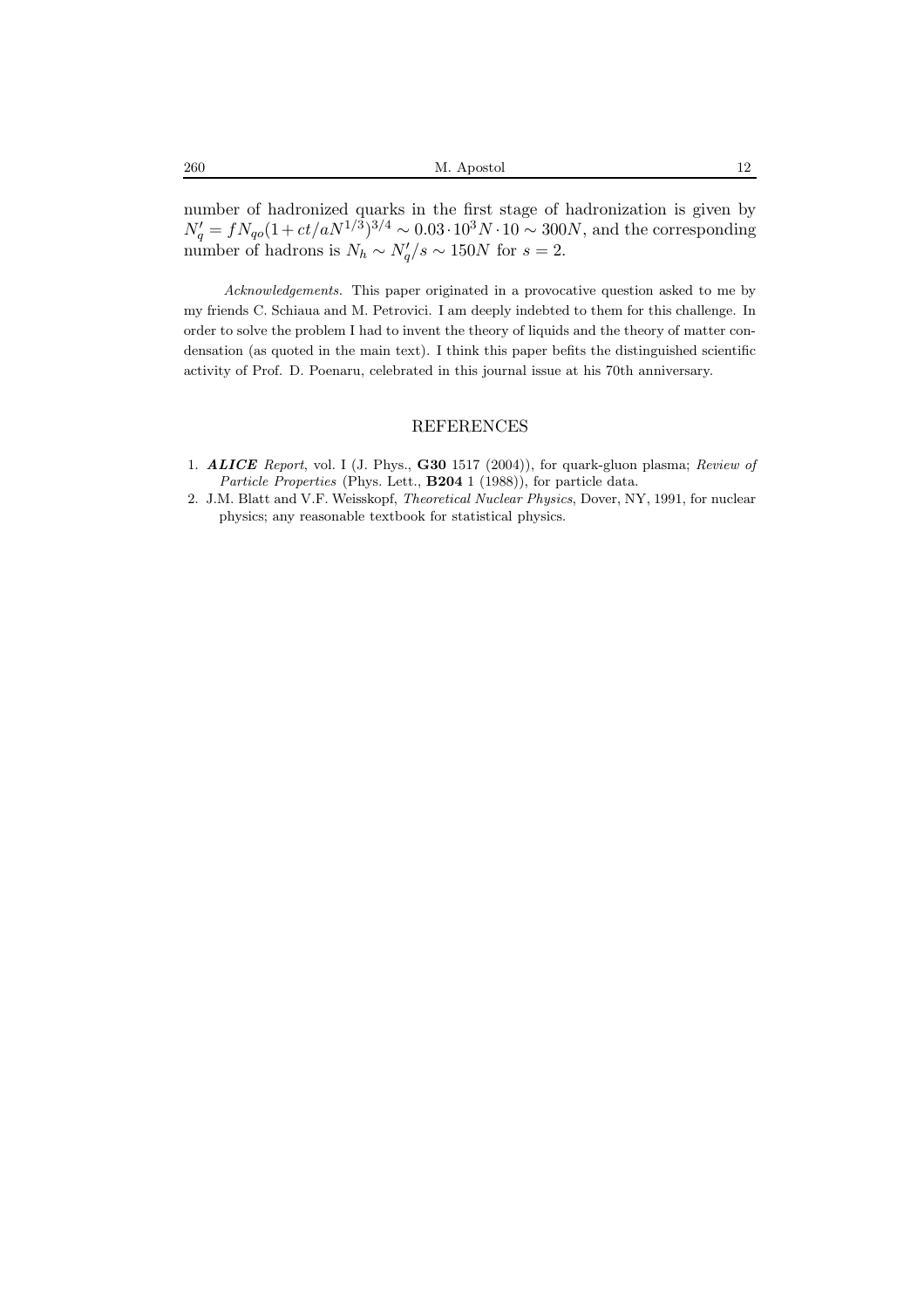number of hadronized quarks in the first stage of hadronization is given by $N'_q = fN_{qo}(1 + ct/aN^{1/3})^{3/4} \sim 0.03 \cdot 10^3 N \cdot 10 \sim 300N$, and the corresponding number of hadrons is $N_h \sim N'_q/s \sim 150N$ for $s = 2$.

*Acknowledgements.* This paper originated in a provocative question asked to me by my friends C. Schiaua and M. Petrovici. I am deeply indebted to them for this challenge. In order to solve the problem I had to invent the theory of liquids and the theory of matter condensation (as quoted in the main text). I think this paper befits the distinguished scientific activity of Prof. D. Poenaru, celebrated in this journal issue at his 70th anniversary.

## REFERENCES

1. ***ALICE*** *Report*, vol. I (J. Phys., **G30** 1517 (2004)), for quark-gluon plasma; *Review of Particle Properties* (Phys. Lett., **B204** 1 (1988)), for particle data.
2. J.M. Blatt and V.F. Weisskopf, *Theoretical Nuclear Physics*, Dover, NY, 1991, for nuclear physics; any reasonable textbook for statistical physics.